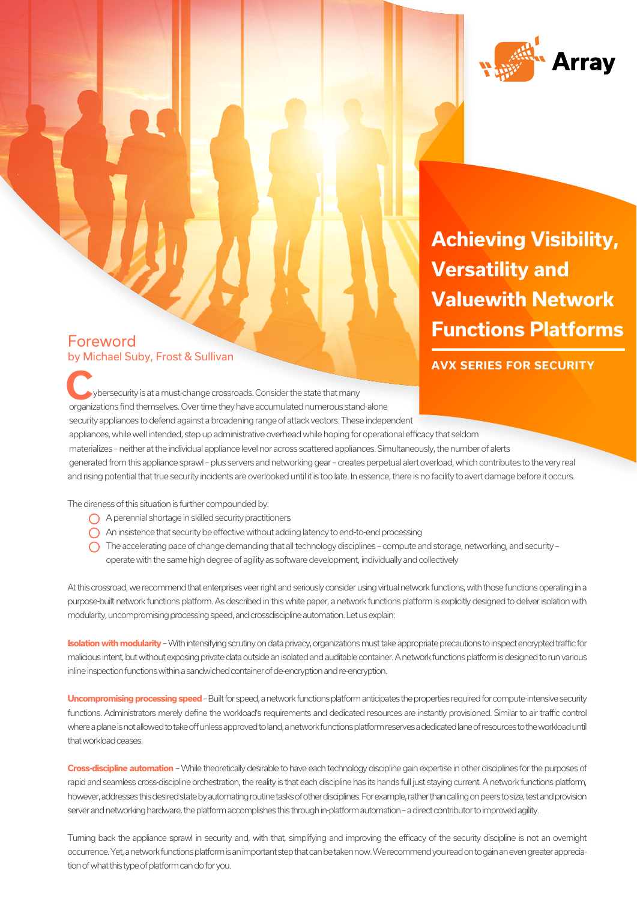# Achieving Visibility, Versatility and Valuewith Network Functions Platforms

**AVX SERIES FOR SECURITY**

## Foreword

by Michael Suby, Frost & Sullivan

Cybersecurity is at a must-change crossroads. Consider the state that many organizations find themselves. Over time they have accumulated numerous stand-alone security appliances to defend against a broadening range of attack vectors. These independent appliances, while well intended, step up administrative overhead while hoping for operational efficacy that seldom materializes – neither at the individual appliance level nor across scattered appliances. Simultaneously, the number of alerts generated from this appliance sprawl – plus servers and networking gear – creates perpetual alert overload, which contributes to the very real and rising potential that true security incidents are overlooked until it is too late. In essence, there is no facility to avert damage before it occurs.

The direness of this situation is further compounded by:

- A perennial shortage in skilled security practitioners
- An insistence that security be effective without adding latency to end-to-end processing
- The accelerating pace of change demanding that all technology disciplines – compute and storage, networking, and security – operate with the same high degree of agility as software development, individually and collectively

At this crossroad, we recommend that enterprises veer right and seriously consider using virtual network functions, with those functions operating in a purpose-built network functions platform. As described in this white paper, a network functions platform is explicitly designed to deliver isolation with modularity, uncompromising processing speed, and crossdiscipline automation. Let us explain:

**Isolation with modularity** – With intensifying scrutiny on data privacy, organizations must take appropriate precautions to inspect encrypted traffic for malicious intent, but without exposing private data outside an isolated and auditable container. A network functions platform is designed to run various inline inspection functions within a sandwiched container of de-encryption and re-encryption.

**Uncompromising processing speed** – Built for speed, a network functions platform anticipates the properties required for compute-intensive security functions. Administrators merely define the workload's requirements and dedicated resources are instantly provisioned. Similar to air traffic control where a plane is not allowed to take off unless approved to land, a network functions platform reserves a dedicated lane of resources to the workload until that workload ceases.

**Cross-discipline automation** – While theoretically desirable to have each technology discipline gain expertise in other disciplines for the purposes of rapid and seamless cross-discipline orchestration, the reality is that each discipline has its hands full just staying current. A network functions platform, however, addresses this desired state by automating routine tasks of other disciplines. For example, rather than calling on peers to size, test and provision server and networking hardware, the platform accomplishes this through in-platform automation – a direct contributor to improved agility.

Turning back the appliance sprawl in security and, with that, simplifying and improving the efficacy of the security discipline is not an overnight occurrence. Yet, a network functions platform is an important step that can be taken now. We recommend you read on to gain an even greater appreciation of what this type of platform can do for you.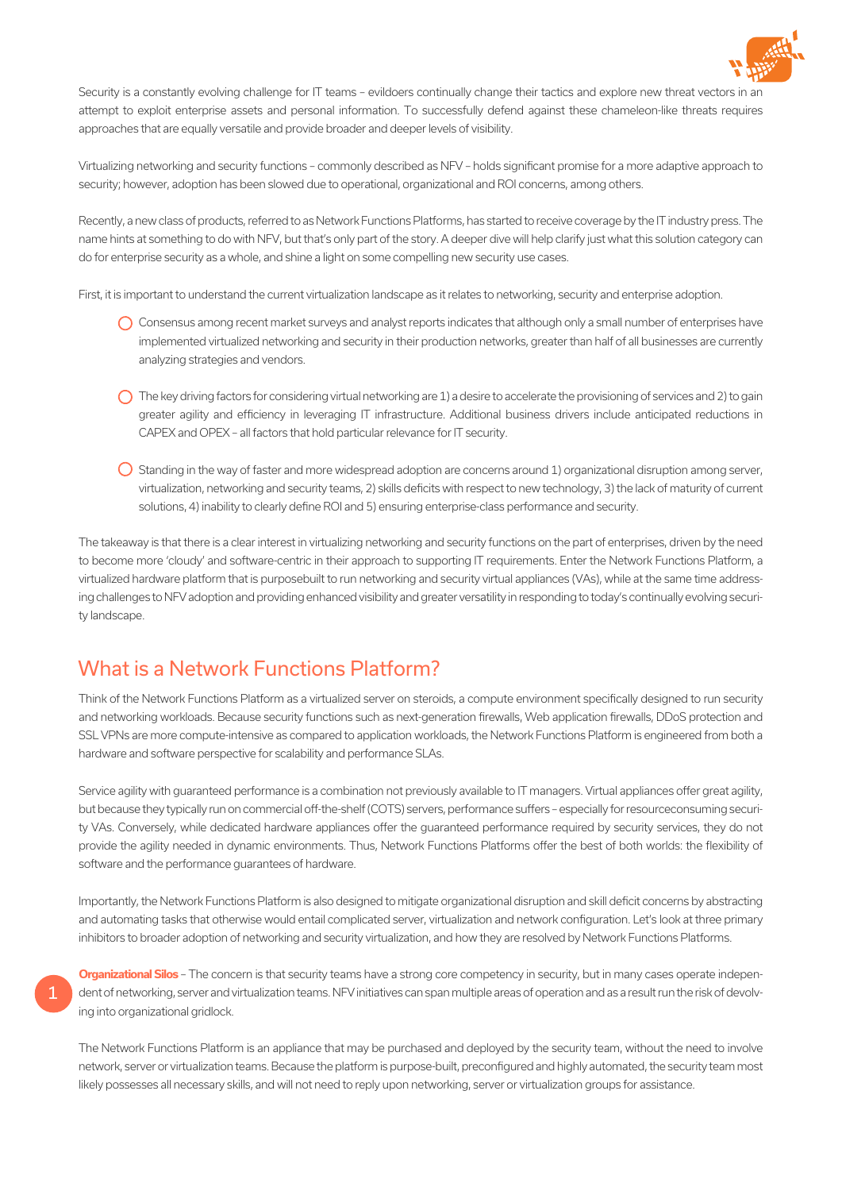Security is a constantly evolving challenge for IT teams – evildoers continually change their tactics and explore new threat vectors in an attempt to exploit enterprise assets and personal information. To successfully defend against these chameleon-like threats requires approaches that are equally versatile and provide broader and deeper levels of visibility.

Virtualizing networking and security functions – commonly described as NFV – holds significant promise for a more adaptive approach to security; however, adoption has been slowed due to operational, organizational and ROI concerns, among others.

Recently, a new class of products, referred to as Network Functions Platforms, has started to receive coverage by the IT industry press. The name hints at something to do with NFV, but that's only part of the story. A deeper dive will help clarify just what this solution category can do for enterprise security as a whole, and shine a light on some compelling new security use cases.

First, it is important to understand the current virtualization landscape as it relates to networking, security and enterprise adoption.

- Consensus among recent market surveys and analyst reports indicates that although only a small number of enterprises have implemented virtualized networking and security in their production networks, greater than half of all businesses are currently analyzing strategies and vendors.
- The key driving factors for considering virtual networking are 1) a desire to accelerate the provisioning of services and 2) to gain greater agility and efficiency in leveraging IT infrastructure. Additional business drivers include anticipated reductions in CAPEX and OPEX – all factors that hold particular relevance for IT security.
- Standing in the way of faster and more widespread adoption are concerns around 1) organizational disruption among server, virtualization, networking and security teams, 2) skills deficits with respect to new technology, 3) the lack of maturity of current solutions, 4) inability to clearly define ROI and 5) ensuring enterprise-class performance and security.

The takeaway is that there is a clear interest in virtualizing networking and security functions on the part of enterprises, driven by the need to become more 'cloudy' and software-centric in their approach to supporting IT requirements. Enter the Network Functions Platform, a virtualized hardware platform that is purposebuilt to run networking and security virtual appliances (VAs), while at the same time addressing challenges to NFV adoption and providing enhanced visibility and greater versatility in responding to today's continually evolving security landscape.

## What is a Network Functions Platform?

Think of the Network Functions Platform as a virtualized server on steroids, a compute environment specifically designed to run security and networking workloads. Because security functions such as next-generation firewalls, Web application firewalls, DDoS protection and SSL VPNs are more compute-intensive as compared to application workloads, the Network Functions Platform is engineered from both a hardware and software perspective for scalability and performance SLAs.

Service agility with guaranteed performance is a combination not previously available to IT managers. Virtual appliances offer great agility, but because they typically run on commercial off-the-shelf (COTS) servers, performance suffers – especially for resourceconsuming security VAs. Conversely, while dedicated hardware appliances offer the guaranteed performance required by security services, they do not provide the agility needed in dynamic environments. Thus, Network Functions Platforms offer the best of both worlds: the flexibility of software and the performance guarantees of hardware.

Importantly, the Network Functions Platform is also designed to mitigate organizational disruption and skill deficit concerns by abstracting and automating tasks that otherwise would entail complicated server, virtualization and network configuration. Let's look at three primary inhibitors to broader adoption of networking and security virtualization, and how they are resolved by Network Functions Platforms.

1. **Organizational Silos** – The concern is that security teams have a strong core competency in security, but in many cases operate independent of networking, server and virtualization teams. NFV initiatives can span multiple areas of operation and as a result run the risk of devolving into organizational gridlock.

The Network Functions Platform is an appliance that may be purchased and deployed by the security team, without the need to involve network, server or virtualization teams. Because the platform is purpose-built, preconfigured and highly automated, the security team most likely possesses all necessary skills, and will not need to reply upon networking, server or virtualization groups for assistance.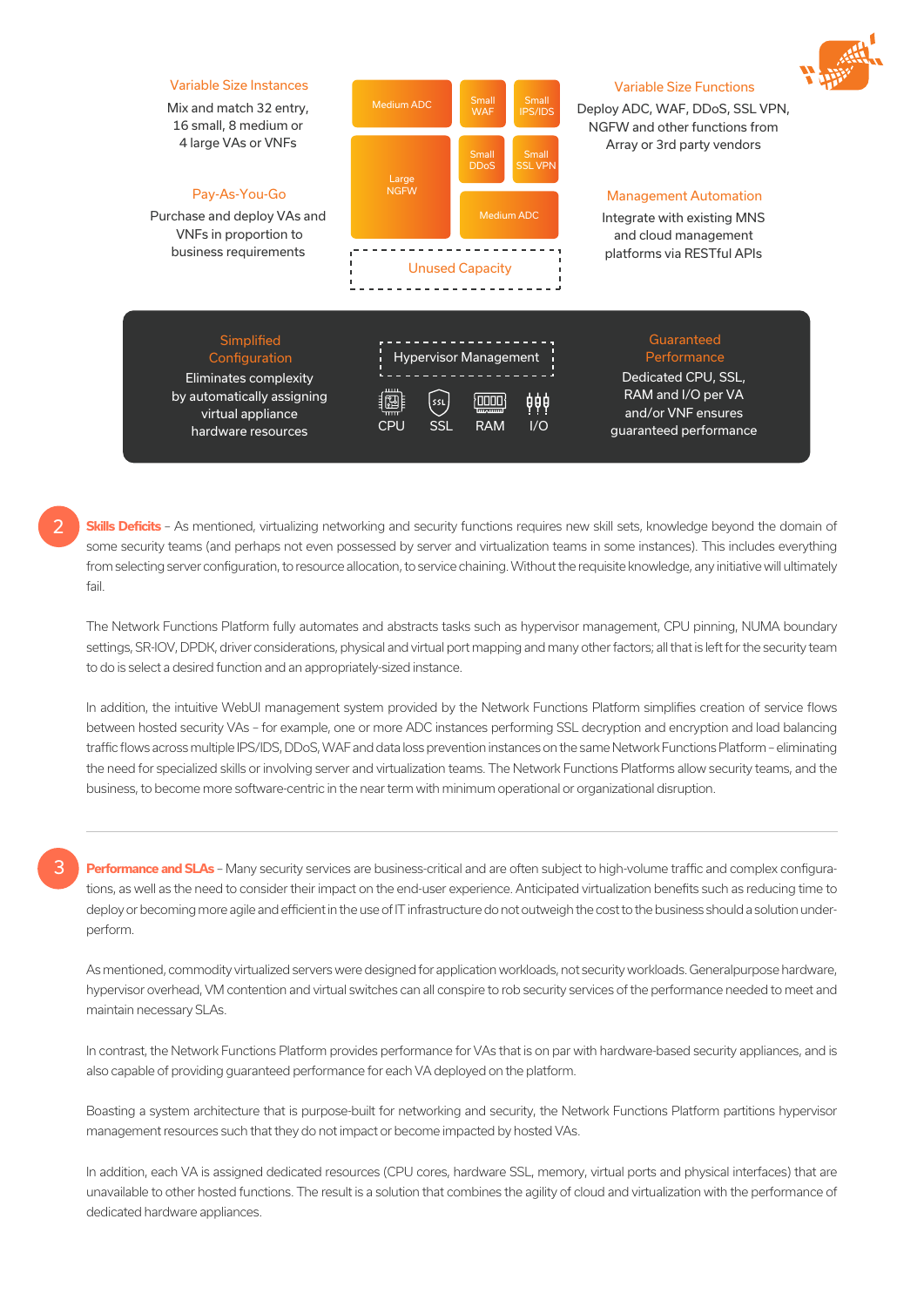Variable Size Instances

Mix and match 32 entry, 16 small, 8 medium or 4 large VAs or VNFs

Pay-As-You-Go

Purchase and deploy VAs and VNFs in proportion to business requirements

Medium ADC | Small WAF | Small IPS/IDS | Large NGFW | Small DDoS | Small SSL VPN | Medium ADC | Unused Capacity

Variable Size Functions

Deploy ADC, WAF, DDoS, SSL VPN, NGFW and other functions from Array or 3rd party vendors

Management Automation

Integrate with existing MNS and cloud management platforms via RESTful APIs

Simplified Configuration

Eliminates complexity by automatically assigning virtual appliance hardware resources

Hypervisor Management

CPU SSL RAM I/O

Guaranteed Performance

Dedicated CPU, SSL, RAM and I/O per VA and/or VNF ensures guaranteed performance

2 **Skills Deficits** – As mentioned, virtualizing networking and security functions requires new skill sets, knowledge beyond the domain of some security teams (and perhaps not even possessed by server and virtualization teams in some instances). This includes everything from selecting server configuration, to resource allocation, to service chaining. Without the requisite knowledge, any initiative will ultimately fail.

The Network Functions Platform fully automates and abstracts tasks such as hypervisor management, CPU pinning, NUMA boundary settings, SR-IOV, DPDK, driver considerations, physical and virtual port mapping and many other factors; all that is left for the security team to do is select a desired function and an appropriately-sized instance.

In addition, the intuitive WebUI management system provided by the Network Functions Platform simplifies creation of service flows between hosted security VAs – for example, one or more ADC instances performing SSL decryption and encryption and load balancing traffic flows across multiple IPS/IDS, DDoS, WAF and data loss prevention instances on the same Network Functions Platform – eliminating the need for specialized skills or involving server and virtualization teams. The Network Functions Platforms allow security teams, and the business, to become more software-centric in the near term with minimum operational or organizational disruption.

---

3 **Performance and SLAs** – Many security services are business-critical and are often subject to high-volume traffic and complex configurations, as well as the need to consider their impact on the end-user experience. Anticipated virtualization benefits such as reducing time to deploy or becoming more agile and efficient in the use of IT infrastructure do not outweigh the cost to the business should a solution underperform.

As mentioned, commodity virtualized servers were designed for application workloads, not security workloads. Generalpurpose hardware, hypervisor overhead, VM contention and virtual switches can all conspire to rob security services of the performance needed to meet and maintain necessary SLAs.

In contrast, the Network Functions Platform provides performance for VAs that is on par with hardware-based security appliances, and is also capable of providing guaranteed performance for each VA deployed on the platform.

Boasting a system architecture that is purpose-built for networking and security, the Network Functions Platform partitions hypervisor management resources such that they do not impact or become impacted by hosted VAs.

In addition, each VA is assigned dedicated resources (CPU cores, hardware SSL, memory, virtual ports and physical interfaces) that are unavailable to other hosted functions. The result is a solution that combines the agility of cloud and virtualization with the performance of dedicated hardware appliances.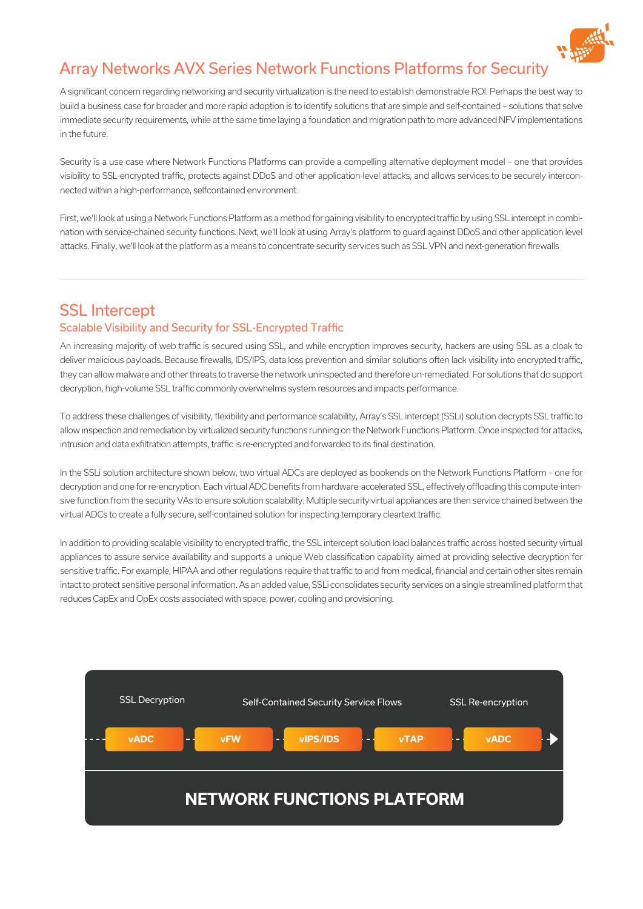# Array Networks AVX Series Network Functions Platforms for Security

A significant concern regarding networking and security virtualization is the need to establish demonstrable ROI. Perhaps the best way to build a business case for broader and more rapid adoption is to identify solutions that are simple and self-contained – solutions that solve immediate security requirements, while at the same time laying a foundation and migration path to more advanced NFV implementations in the future.

Security is a use case where Network Functions Platforms can provide a compelling alternative deployment model – one that provides visibility to SSL-encrypted traffic, protects against DDoS and other application-level attacks, and allows services to be securely interconnected within a high-performance, selfcontained environment.

First, we'll look at using a Network Functions Platform as a method for gaining visibility to encrypted traffic by using SSL intercept in combination with service-chained security functions. Next, we'll look at using Array's platform to guard against DDoS and other application level attacks. Finally, we'll look at the platform as a means to concentrate security services such as SSL VPN and next-generation firewalls

---

## SSL Intercept

### Scalable Visibility and Security for SSL-Encrypted Traffic

An increasing majority of web traffic is secured using SSL, and while encryption improves security, hackers are using SSL as a cloak to deliver malicious payloads. Because firewalls, IDS/IPS, data loss prevention and similar solutions often lack visibility into encrypted traffic, they can allow malware and other threats to traverse the network uninspected and therefore un-remediated. For solutions that do support decryption, high-volume SSL traffic commonly overwhelms system resources and impacts performance.

To address these challenges of visibility, flexibility and performance scalability, Array's SSL intercept (SSLi) solution decrypts SSL traffic to allow inspection and remediation by virtualized security functions running on the Network Functions Platform. Once inspected for attacks, intrusion and data exfiltration attempts, traffic is re-encrypted and forwarded to its final destination.

In the SSLi solution architecture shown below, two virtual ADCs are deployed as bookends on the Network Functions Platform – one for decryption and one for re-encryption. Each virtual ADC benefits from hardware-accelerated SSL, effectively offloading this compute-intensive function from the security VAs to ensure solution scalability. Multiple security virtual appliances are then service chained between the virtual ADCs to create a fully secure, self-contained solution for inspecting temporary cleartext traffic.

In addition to providing scalable visibility to encrypted traffic, the SSL intercept solution load balances traffic across hosted security virtual appliances to assure service availability and supports a unique Web classification capability aimed at providing selective decryption for sensitive traffic. For example, HIPAA and other regulations require that traffic to and from medical, financial and certain other sites remain intact to protect sensitive personal information. As an added value, SSLi consolidates security services on a single streamlined platform that reduces CapEx and OpEx costs associated with space, power, cooling and provisioning.

SSL Decryption | Self-Contained Security Service Flows | SSL Re-encryption

vADC → vFW → vIPS/IDS → vTAP → vADC

**NETWORK FUNCTIONS PLATFORM**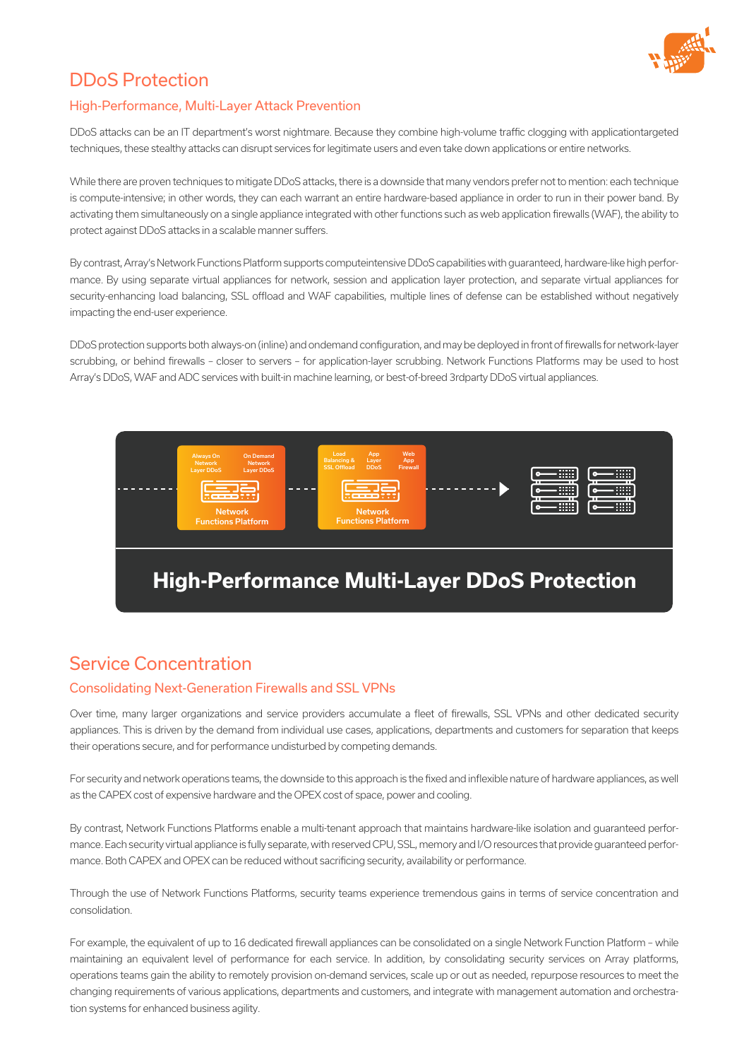# DDoS Protection

## High-Performance, Multi-Layer Attack Prevention

DDoS attacks can be an IT department's worst nightmare. Because they combine high-volume traffic clogging with applicationtargeted techniques, these stealthy attacks can disrupt services for legitimate users and even take down applications or entire networks.

While there are proven techniques to mitigate DDoS attacks, there is a downside that many vendors prefer not to mention: each technique is compute-intensive; in other words, they can each warrant an entire hardware-based appliance in order to run in their power band. By activating them simultaneously on a single appliance integrated with other functions such as web application firewalls (WAF), the ability to protect against DDoS attacks in a scalable manner suffers.

By contrast, Array's Network Functions Platform supports computeintensive DDoS capabilities with guaranteed, hardware-like high performance. By using separate virtual appliances for network, session and application layer protection, and separate virtual appliances for security-enhancing load balancing, SSL offload and WAF capabilities, multiple lines of defense can be established without negatively impacting the end-user experience.

DDoS protection supports both always-on (inline) and ondemand configuration, and may be deployed in front of firewalls for network-layer scrubbing, or behind firewalls – closer to servers – for application-layer scrubbing. Network Functions Platforms may be used to host Array's DDoS, WAF and ADC services with built-in machine learning, or best-of-breed 3rdparty DDoS virtual appliances.

Always On Network Layer DDoS | On Demand Network Layer DDoS — Network Functions Platform

Load Balancing & SSL Offload | App Layer DDoS | Web App Firewall — Network Functions Platform

**High-Performance Multi-Layer DDoS Protection**

# Service Concentration

## Consolidating Next-Generation Firewalls and SSL VPNs

Over time, many larger organizations and service providers accumulate a fleet of firewalls, SSL VPNs and other dedicated security appliances. This is driven by the demand from individual use cases, applications, departments and customers for separation that keeps their operations secure, and for performance undisturbed by competing demands.

For security and network operations teams, the downside to this approach is the fixed and inflexible nature of hardware appliances, as well as the CAPEX cost of expensive hardware and the OPEX cost of space, power and cooling.

By contrast, Network Functions Platforms enable a multi-tenant approach that maintains hardware-like isolation and guaranteed performance. Each security virtual appliance is fully separate, with reserved CPU, SSL, memory and I/O resources that provide guaranteed performance. Both CAPEX and OPEX can be reduced without sacrificing security, availability or performance.

Through the use of Network Functions Platforms, security teams experience tremendous gains in terms of service concentration and consolidation.

For example, the equivalent of up to 16 dedicated firewall appliances can be consolidated on a single Network Function Platform – while maintaining an equivalent level of performance for each service. In addition, by consolidating security services on Array platforms, operations teams gain the ability to remotely provision on-demand services, scale up or out as needed, repurpose resources to meet the changing requirements of various applications, departments and customers, and integrate with management automation and orchestration systems for enhanced business agility.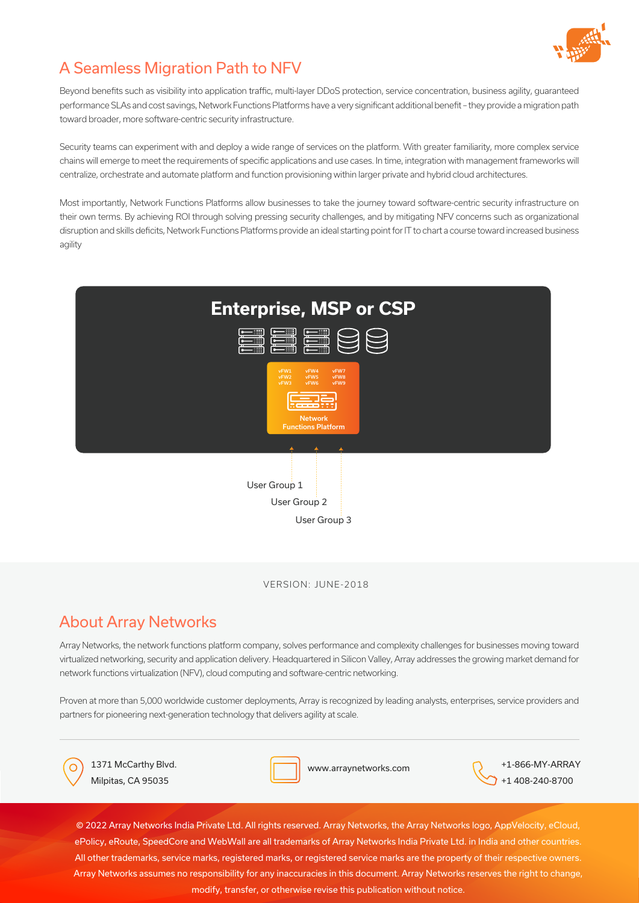## A Seamless Migration Path to NFV

Beyond benefits such as visibility into application traffic, multi-layer DDoS protection, service concentration, business agility, guaranteed performance SLAs and cost savings, Network Functions Platforms have a very significant additional benefit – they provide a migration path toward broader, more software-centric security infrastructure.

Security teams can experiment with and deploy a wide range of services on the platform. With greater familiarity, more complex service chains will emerge to meet the requirements of specific applications and use cases. In time, integration with management frameworks will centralize, orchestrate and automate platform and function provisioning within larger private and hybrid cloud architectures.

Most importantly, Network Functions Platforms allow businesses to take the journey toward software-centric security infrastructure on their own terms. By achieving ROI through solving pressing security challenges, and by mitigating NFV concerns such as organizational disruption and skills deficits, Network Functions Platforms provide an ideal starting point for IT to chart a course toward increased business agility

Enterprise, MSP or CSP

vFW1
vFW2
vFW3
vFW4
vFW5
vFW6
vFW7
vFW8
vFW9

Network Functions Platform

User Group 1

User Group 2

User Group 3

VERSION: JUNE-2018

## About Array Networks

Array Networks, the network functions platform company, solves performance and complexity challenges for businesses moving toward virtualized networking, security and application delivery. Headquartered in Silicon Valley, Array addresses the growing market demand for network functions virtualization (NFV), cloud computing and software-centric networking.

Proven at more than 5,000 worldwide customer deployments, Array is recognized by leading analysts, enterprises, service providers and partners for pioneering next-generation technology that delivers agility at scale.

1371 McCarthy Blvd.
Milpitas, CA 95035

www.arraynetworks.com

+1-866-MY-ARRAY
+1 408-240-8700

© 2022 Array Networks India Private Ltd. All rights reserved. Array Networks, the Array Networks logo, AppVelocity, eCloud, ePolicy, eRoute, SpeedCore and WebWall are all trademarks of Array Networks India Private Ltd. in India and other countries. All other trademarks, service marks, registered marks, or registered service marks are the property of their respective owners. Array Networks assumes no responsibility for any inaccuracies in this document. Array Networks reserves the right to change, modify, transfer, or otherwise revise this publication without notice.